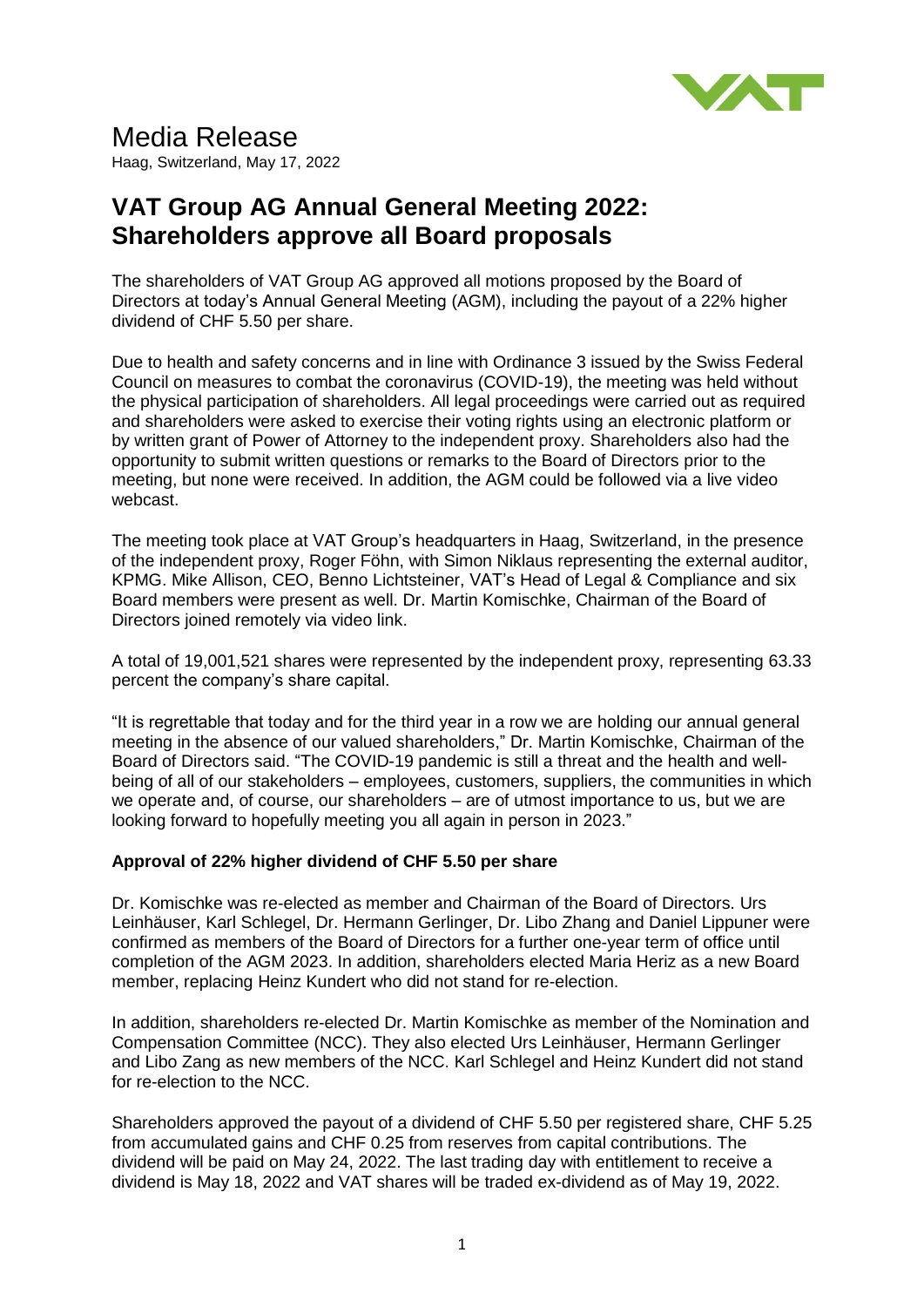# Media Release

Haag, Switzerland, May 17, 2022

## VAT Group AG Annual General Meeting 2022: Shareholders approve all Board proposals

The shareholders of VAT Group AG approved all motions proposed by the Board of Directors at today's Annual General Meeting (AGM), including the payout of a 22% higher dividend of CHF 5.50 per share.

Due to health and safety concerns and in line with Ordinance 3 issued by the Swiss Federal Council on measures to combat the coronavirus (COVID-19), the meeting was held without the physical participation of shareholders. All legal proceedings were carried out as required and shareholders were asked to exercise their voting rights using an electronic platform or by written grant of Power of Attorney to the independent proxy. Shareholders also had the opportunity to submit written questions or remarks to the Board of Directors prior to the meeting, but none were received. In addition, the AGM could be followed via a live video webcast.

The meeting took place at VAT Group's headquarters in Haag, Switzerland, in the presence of the independent proxy, Roger Föhn, with Simon Niklaus representing the external auditor, KPMG. Mike Allison, CEO, Benno Lichtsteiner, VAT's Head of Legal & Compliance and six Board members were present as well. Dr. Martin Komischke, Chairman of the Board of Directors joined remotely via video link.

A total of 19,001,521 shares were represented by the independent proxy, representing 63.33 percent the company's share capital.

"It is regrettable that today and for the third year in a row we are holding our annual general meeting in the absence of our valued shareholders," Dr. Martin Komischke, Chairman of the Board of Directors said. "The COVID-19 pandemic is still a threat and the health and well-being of all of our stakeholders – employees, customers, suppliers, the communities in which we operate and, of course, our shareholders – are of utmost importance to us, but we are looking forward to hopefully meeting you all again in person in 2023."

**Approval of 22% higher dividend of CHF 5.50 per share**

Dr. Komischke was re-elected as member and Chairman of the Board of Directors. Urs Leinhäuser, Karl Schlegel, Dr. Hermann Gerlinger, Dr. Libo Zhang and Daniel Lippuner were confirmed as members of the Board of Directors for a further one-year term of office until completion of the AGM 2023. In addition, shareholders elected Maria Heriz as a new Board member, replacing Heinz Kundert who did not stand for re-election.

In addition, shareholders re-elected Dr. Martin Komischke as member of the Nomination and Compensation Committee (NCC). They also elected Urs Leinhäuser, Hermann Gerlinger and Libo Zang as new members of the NCC. Karl Schlegel and Heinz Kundert did not stand for re-election to the NCC.

Shareholders approved the payout of a dividend of CHF 5.50 per registered share, CHF 5.25 from accumulated gains and CHF 0.25 from reserves from capital contributions. The dividend will be paid on May 24, 2022. The last trading day with entitlement to receive a dividend is May 18, 2022 and VAT shares will be traded ex-dividend as of May 19, 2022.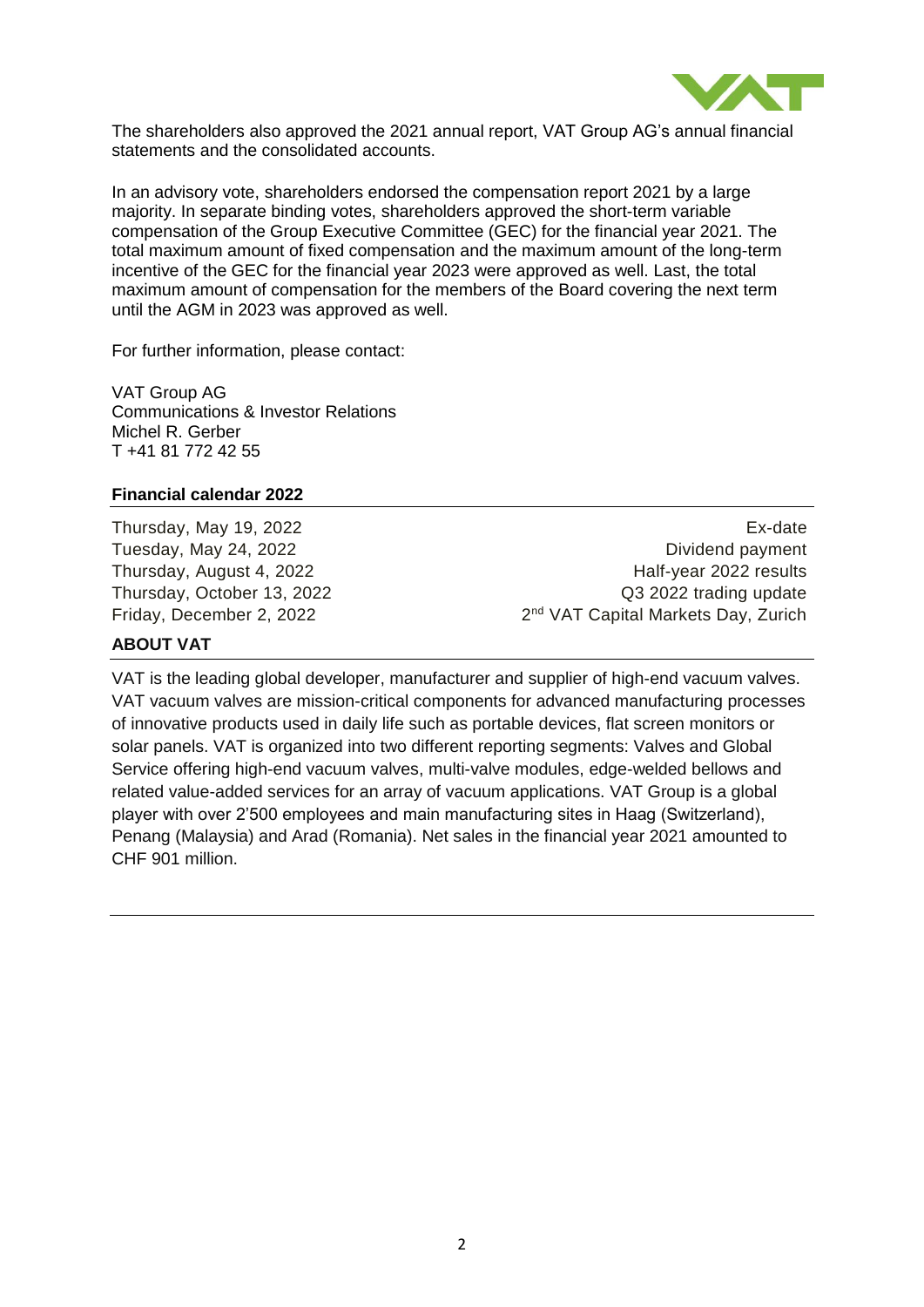The shareholders also approved the 2021 annual report, VAT Group AG's annual financial statements and the consolidated accounts.

In an advisory vote, shareholders endorsed the compensation report 2021 by a large majority. In separate binding votes, shareholders approved the short-term variable compensation of the Group Executive Committee (GEC) for the financial year 2021. The total maximum amount of fixed compensation and the maximum amount of the long-term incentive of the GEC for the financial year 2023 were approved as well. Last, the total maximum amount of compensation for the members of the Board covering the next term until the AGM in 2023 was approved as well.

For further information, please contact:

VAT Group AG
Communications & Investor Relations
Michel R. Gerber
T +41 81 772 42 55

**Financial calendar 2022**

| | |
|---|---|
| Thursday, May 19, 2022 | Ex-date |
| Tuesday, May 24, 2022 | Dividend payment |
| Thursday, August 4, 2022 | Half-year 2022 results |
| Thursday, October 13, 2022 | Q3 2022 trading update |
| Friday, December 2, 2022 | 2nd VAT Capital Markets Day, Zurich |

**ABOUT VAT**

VAT is the leading global developer, manufacturer and supplier of high-end vacuum valves. VAT vacuum valves are mission-critical components for advanced manufacturing processes of innovative products used in daily life such as portable devices, flat screen monitors or solar panels. VAT is organized into two different reporting segments: Valves and Global Service offering high-end vacuum valves, multi-valve modules, edge-welded bellows and related value-added services for an array of vacuum applications. VAT Group is a global player with over 2'500 employees and main manufacturing sites in Haag (Switzerland), Penang (Malaysia) and Arad (Romania). Net sales in the financial year 2021 amounted to CHF 901 million.